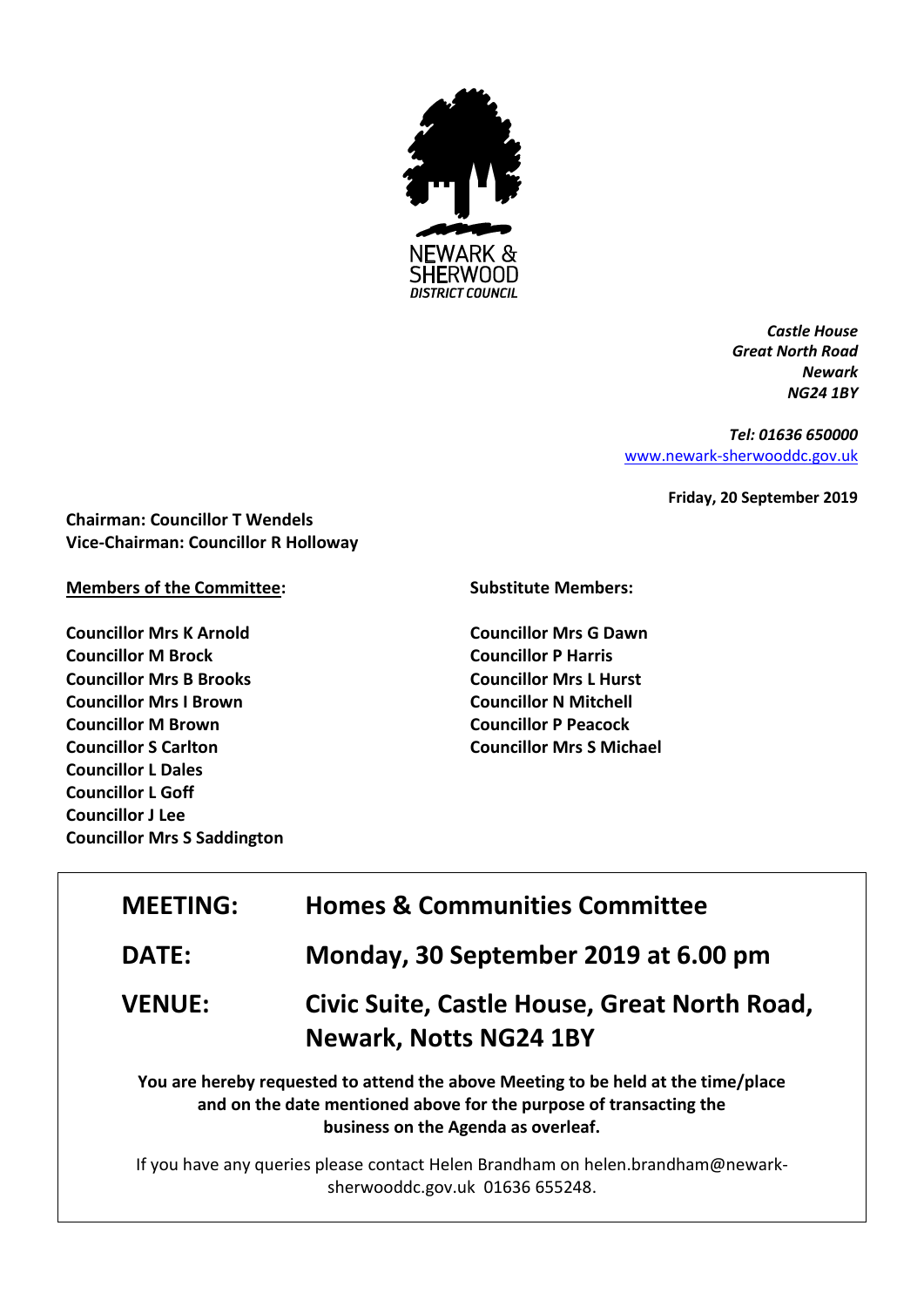NEWARK & SHERWOOD DISTRICT COUNCIL

*Castle House*
*Great North Road*
*Newark*
*NG24 1BY*

*Tel: 01636 650000*
[www.newark-sherwooddc.gov.uk](http://www.newark-sherwooddc.gov.uk)

**Friday, 20 September 2019**

**Chairman: Councillor T Wendels**
**Vice-Chairman: Councillor R Holloway**

**Members of the Committee:**

**Councillor Mrs K Arnold**
**Councillor M Brock**
**Councillor Mrs B Brooks**
**Councillor Mrs I Brown**
**Councillor M Brown**
**Councillor S Carlton**
**Councillor L Dales**
**Councillor L Goff**
**Councillor J Lee**
**Councillor Mrs S Saddington**

**Substitute Members:**

**Councillor Mrs G Dawn**
**Councillor P Harris**
**Councillor Mrs L Hurst**
**Councillor N Mitchell**
**Councillor P Peacock**
**Councillor Mrs S Michael**

| | |
|---|---|
| **MEETING:** | **Homes & Communities Committee** |
| **DATE:** | **Monday, 30 September 2019 at 6.00 pm** |
| **VENUE:** | **Civic Suite, Castle House, Great North Road, Newark, Notts NG24 1BY** |

**You are hereby requested to attend the above Meeting to be held at the time/place and on the date mentioned above for the purpose of transacting the business on the Agenda as overleaf.**

If you have any queries please contact Helen Brandham on helen.brandham@newark-sherwooddc.gov.uk 01636 655248.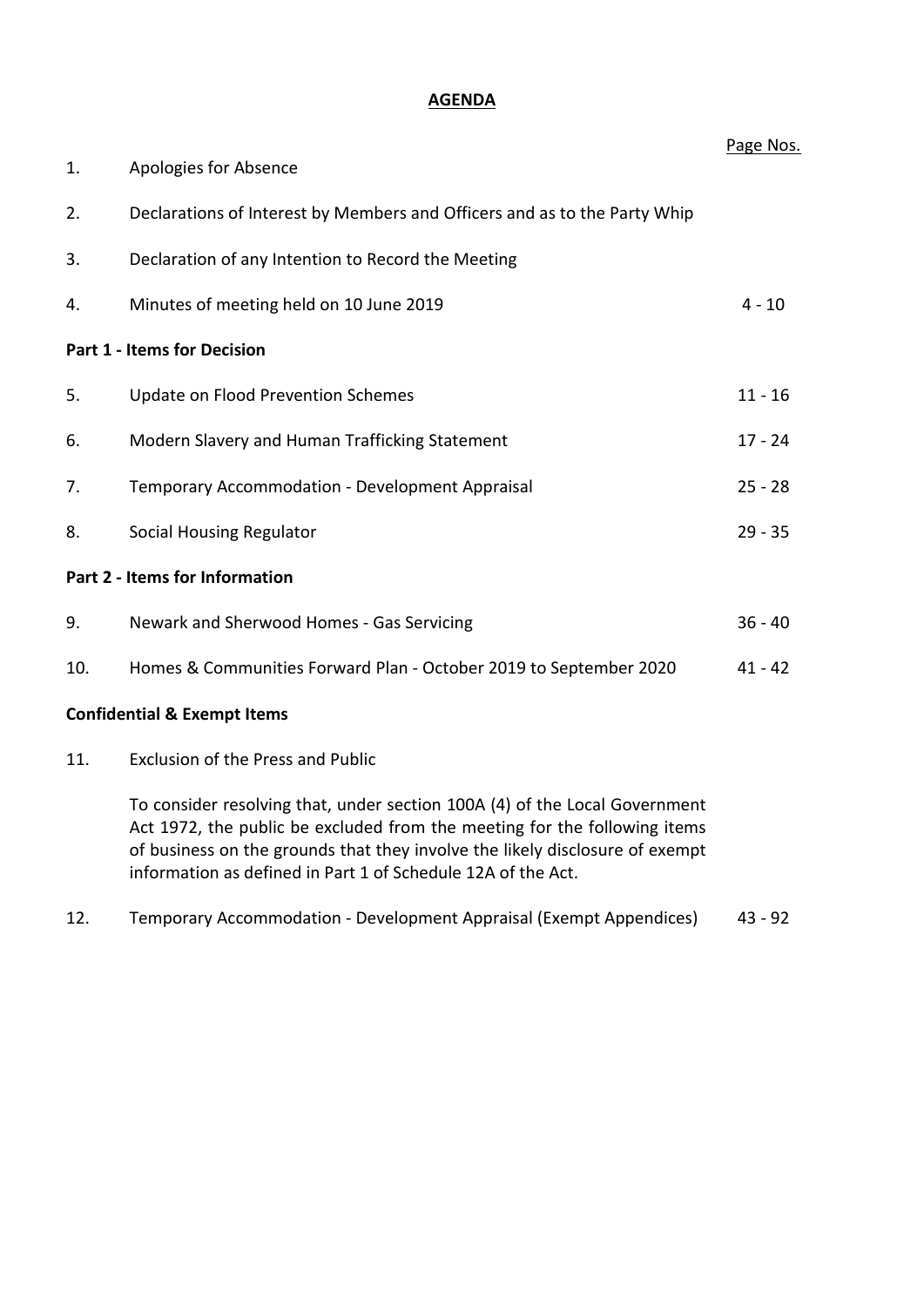# AGENDA

| | | Page Nos. |
|---|---|---|
| 1. | Apologies for Absence | |
| 2. | Declarations of Interest by Members and Officers and as to the Party Whip | |
| 3. | Declaration of any Intention to Record the Meeting | |
| 4. | Minutes of meeting held on 10 June 2019 | 4 - 10 |
| **Part 1 - Items for Decision** | | |
| 5. | Update on Flood Prevention Schemes | 11 - 16 |
| 6. | Modern Slavery and Human Trafficking Statement | 17 - 24 |
| 7. | Temporary Accommodation - Development Appraisal | 25 - 28 |
| 8. | Social Housing Regulator | 29 - 35 |
| **Part 2 - Items for Information** | | |
| 9. | Newark and Sherwood Homes - Gas Servicing | 36 - 40 |
| 10. | Homes & Communities Forward Plan - October 2019 to September 2020 | 41 - 42 |
| **Confidential & Exempt Items** | | |
| 11. | Exclusion of the Press and Public<br><br>To consider resolving that, under section 100A (4) of the Local Government Act 1972, the public be excluded from the meeting for the following items of business on the grounds that they involve the likely disclosure of exempt information as defined in Part 1 of Schedule 12A of the Act. | |
| 12. | Temporary Accommodation - Development Appraisal (Exempt Appendices) | 43 - 92 |